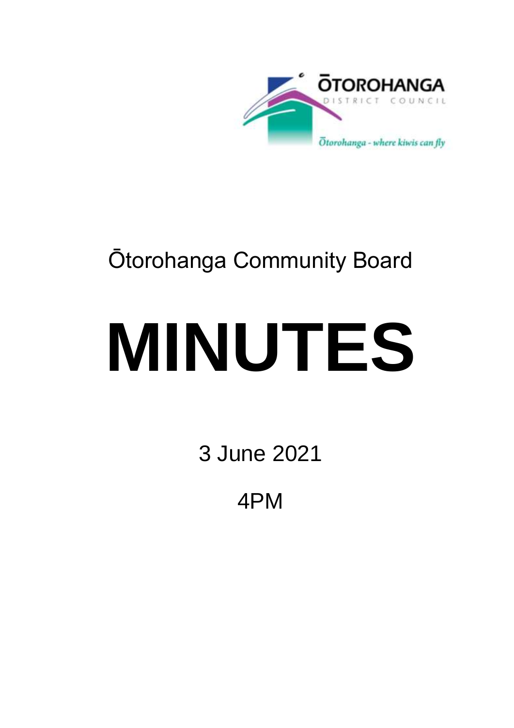ŌTOROHANGA

DISTRICT COUNCIL

Ōtorohanga - where kiwis can fly

Ōtorohanga Community Board

# MINUTES

3 June 2021

4PM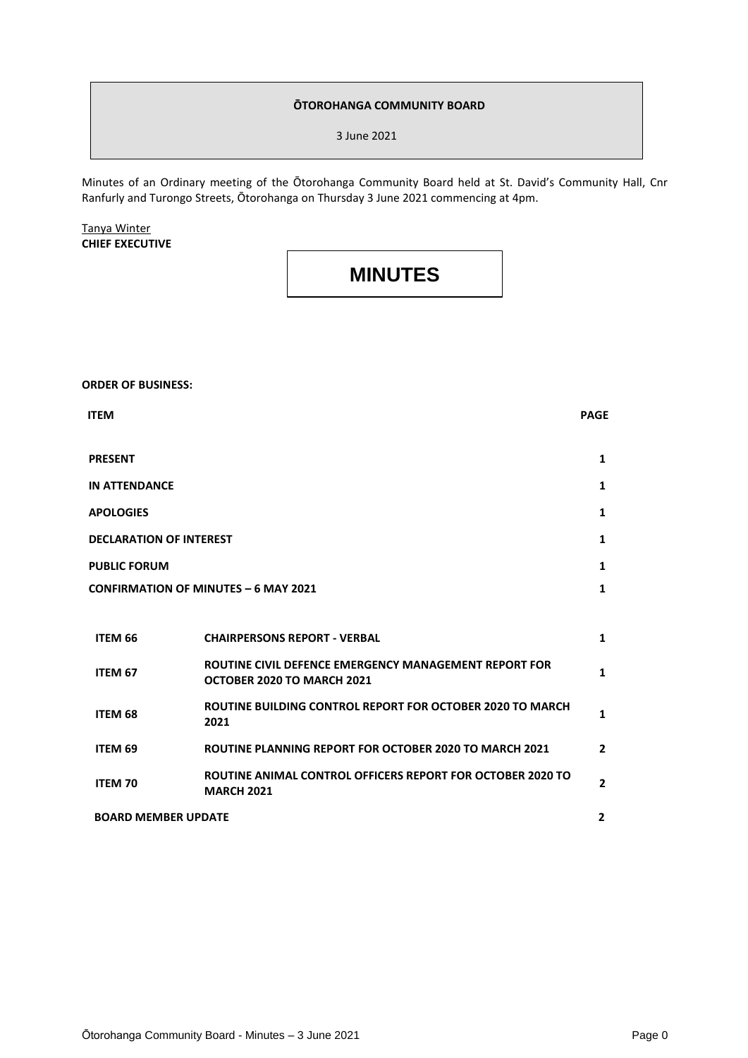**ŌTOROHANGA COMMUNITY BOARD**

3 June 2021

Minutes of an Ordinary meeting of the Ōtorohanga Community Board held at St. David's Community Hall, Cnr Ranfurly and Turongo Streets, Ōtorohanga on Thursday 3 June 2021 commencing at 4pm.

Tanya Winter
**CHIEF EXECUTIVE**

# MINUTES

**ORDER OF BUSINESS:**

| ITEM | | PAGE |
|---|---|---|
| **PRESENT** | | 1 |
| **IN ATTENDANCE** | | 1 |
| **APOLOGIES** | | 1 |
| **DECLARATION OF INTEREST** | | 1 |
| **PUBLIC FORUM** | | 1 |
| **CONFIRMATION OF MINUTES – 6 MAY 2021** | | 1 |
| **ITEM 66** | **CHAIRPERSONS REPORT - VERBAL** | 1 |
| **ITEM 67** | **ROUTINE CIVIL DEFENCE EMERGENCY MANAGEMENT REPORT FOR OCTOBER 2020 TO MARCH 2021** | 1 |
| **ITEM 68** | **ROUTINE BUILDING CONTROL REPORT FOR OCTOBER 2020 TO MARCH 2021** | 1 |
| **ITEM 69** | **ROUTINE PLANNING REPORT FOR OCTOBER 2020 TO MARCH 2021** | 2 |
| **ITEM 70** | **ROUTINE ANIMAL CONTROL OFFICERS REPORT FOR OCTOBER 2020 TO MARCH 2021** | 2 |
| **BOARD MEMBER UPDATE** | | 2 |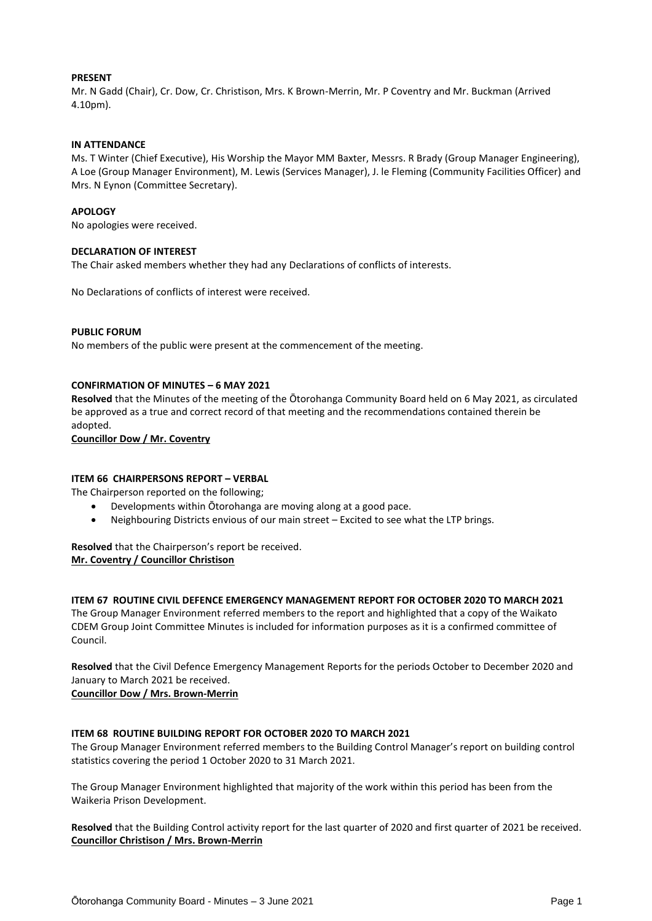**PRESENT**

Mr. N Gadd (Chair), Cr. Dow, Cr. Christison, Mrs. K Brown-Merrin, Mr. P Coventry and Mr. Buckman (Arrived 4.10pm).

**IN ATTENDANCE**

Ms. T Winter (Chief Executive), His Worship the Mayor MM Baxter, Messrs. R Brady (Group Manager Engineering), A Loe (Group Manager Environment), M. Lewis (Services Manager), J. le Fleming (Community Facilities Officer) and Mrs. N Eynon (Committee Secretary).

**APOLOGY**

No apologies were received.

**DECLARATION OF INTEREST**

The Chair asked members whether they had any Declarations of conflicts of interests.

No Declarations of conflicts of interest were received.

**PUBLIC FORUM**

No members of the public were present at the commencement of the meeting.

**CONFIRMATION OF MINUTES – 6 MAY 2021**

**Resolved** that the Minutes of the meeting of the Ōtorohanga Community Board held on 6 May 2021, as circulated be approved as a true and correct record of that meeting and the recommendations contained therein be adopted.

**Councillor Dow / Mr. Coventry**

**ITEM 66 CHAIRPERSONS REPORT – VERBAL**

The Chairperson reported on the following;

- Developments within Ōtorohanga are moving along at a good pace.
- Neighbouring Districts envious of our main street – Excited to see what the LTP brings.

**Resolved** that the Chairperson's report be received.

**Mr. Coventry / Councillor Christison**

**ITEM 67 ROUTINE CIVIL DEFENCE EMERGENCY MANAGEMENT REPORT FOR OCTOBER 2020 TO MARCH 2021**

The Group Manager Environment referred members to the report and highlighted that a copy of the Waikato CDEM Group Joint Committee Minutes is included for information purposes as it is a confirmed committee of Council.

**Resolved** that the Civil Defence Emergency Management Reports for the periods October to December 2020 and January to March 2021 be received.

**Councillor Dow / Mrs. Brown-Merrin**

**ITEM 68 ROUTINE BUILDING REPORT FOR OCTOBER 2020 TO MARCH 2021**

The Group Manager Environment referred members to the Building Control Manager's report on building control statistics covering the period 1 October 2020 to 31 March 2021.

The Group Manager Environment highlighted that majority of the work within this period has been from the Waikeria Prison Development.

**Resolved** that the Building Control activity report for the last quarter of 2020 and first quarter of 2021 be received.

**Councillor Christison / Mrs. Brown-Merrin**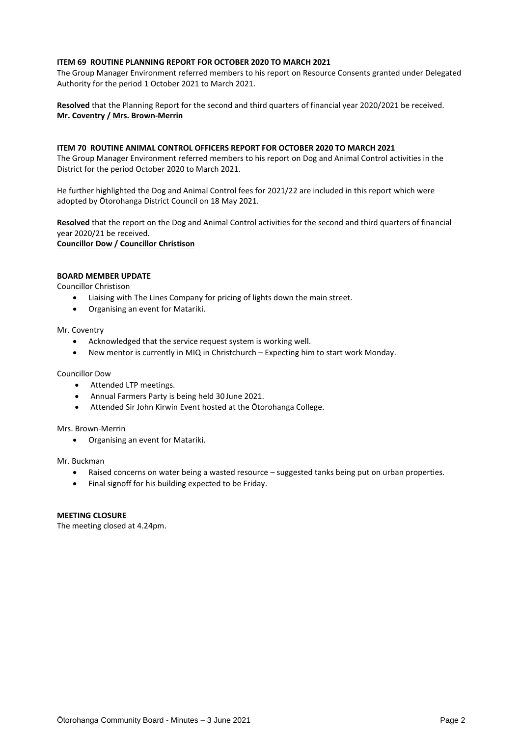**ITEM 69 ROUTINE PLANNING REPORT FOR OCTOBER 2020 TO MARCH 2021**

The Group Manager Environment referred members to his report on Resource Consents granted under Delegated Authority for the period 1 October 2021 to March 2021.

**Resolved** that the Planning Report for the second and third quarters of financial year 2020/2021 be received.
**Mr. Coventry / Mrs. Brown-Merrin**

**ITEM 70 ROUTINE ANIMAL CONTROL OFFICERS REPORT FOR OCTOBER 2020 TO MARCH 2021**

The Group Manager Environment referred members to his report on Dog and Animal Control activities in the District for the period October 2020 to March 2021.

He further highlighted the Dog and Animal Control fees for 2021/22 are included in this report which were adopted by Ōtorohanga District Council on 18 May 2021.

**Resolved** that the report on the Dog and Animal Control activities for the second and third quarters of financial year 2020/21 be received.
**Councillor Dow / Councillor Christison**

**BOARD MEMBER UPDATE**

Councillor Christison

- Liaising with The Lines Company for pricing of lights down the main street.
- Organising an event for Matariki.

Mr. Coventry

- Acknowledged that the service request system is working well.
- New mentor is currently in MIQ in Christchurch – Expecting him to start work Monday.

Councillor Dow

- Attended LTP meetings.
- Annual Farmers Party is being held 30 June 2021.
- Attended Sir John Kirwin Event hosted at the Ōtorohanga College.

Mrs. Brown-Merrin

- Organising an event for Matariki.

Mr. Buckman

- Raised concerns on water being a wasted resource – suggested tanks being put on urban properties.
- Final signoff for his building expected to be Friday.

**MEETING CLOSURE**

The meeting closed at 4.24pm.